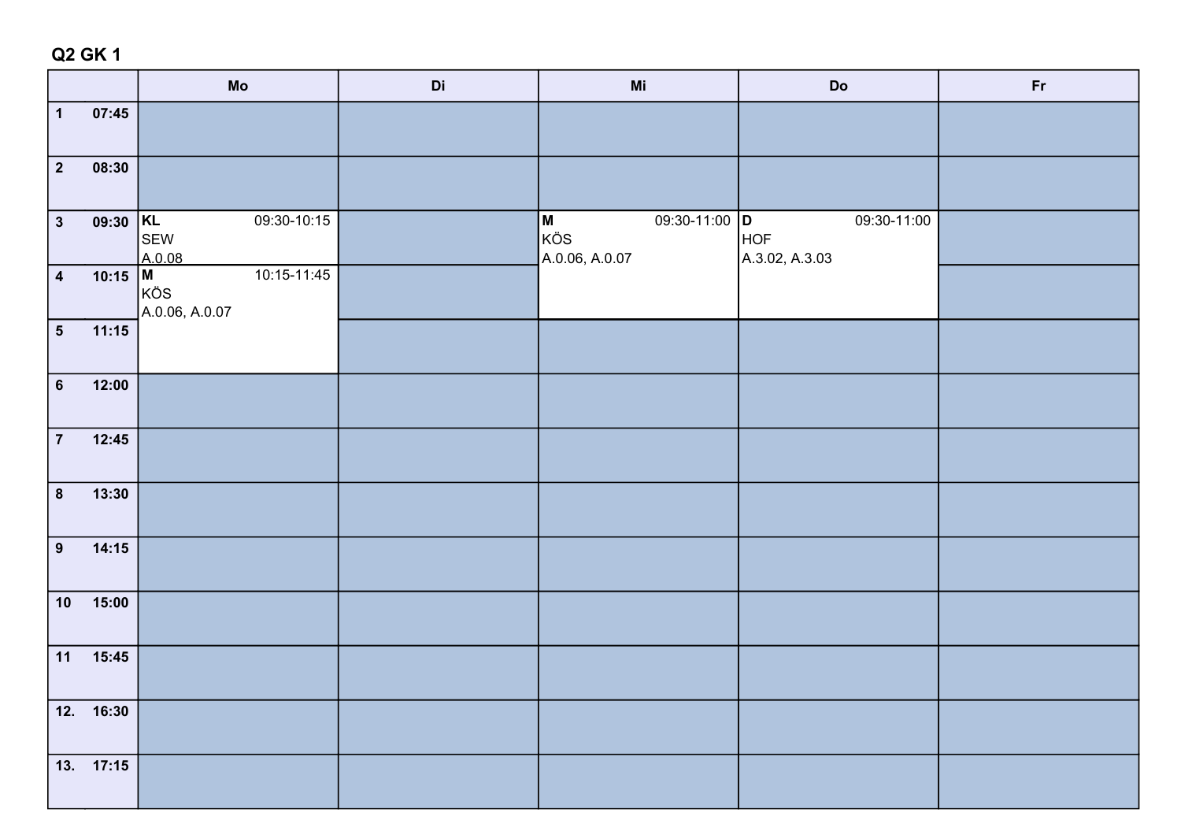## Q2 GK 1

| | Mo | Di | Mi | Do | Fr |
|---|---|---|---|---|---|
| 1 07:45 | | | | | |
| 2 08:30 | | | | | |
| 3 09:30 | **KL** 09:30-10:15 SEW A.0.08 | | **M** 09:30-11:00 KÖS A.0.06, A.0.07 | **D** 09:30-11:00 HOF A.3.02, A.3.03 | |
| 4 10:15 | **M** 10:15-11:45 KÖS A.0.06, A.0.07 | | | | |
| 5 11:15 | | | | | |
| 6 12:00 | | | | | |
| 7 12:45 | | | | | |
| 8 13:30 | | | | | |
| 9 14:15 | | | | | |
| 10 15:00 | | | | | |
| 11 15:45 | | | | | |
| 12. 16:30 | | | | | |
| 13. 17:15 | | | | | |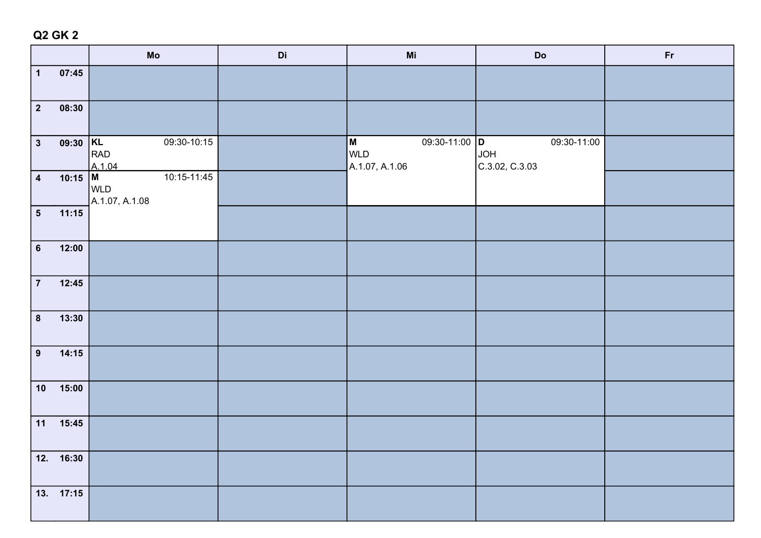## Q2 GK 2

| | Mo | Di | Mi | Do | Fr |
|---|---|---|---|---|---|
| 1 07:45 | | | | | |
| 2 08:30 | | | | | |
| 3 09:30 | **KL** 09:30-10:15 RAD A.1.04 | | **M** 09:30-11:00 WLD A.1.07, A.1.06 | **D** 09:30-11:00 JOH C.3.02, C.3.03 | |
| 4 10:15 | **M** 10:15-11:45 WLD A.1.07, A.1.08 | | | | |
| 5 11:15 | | | | | |
| 6 12:00 | | | | | |
| 7 12:45 | | | | | |
| 8 13:30 | | | | | |
| 9 14:15 | | | | | |
| 10 15:00 | | | | | |
| 11 15:45 | | | | | |
| 12. 16:30 | | | | | |
| 13. 17:15 | | | | | |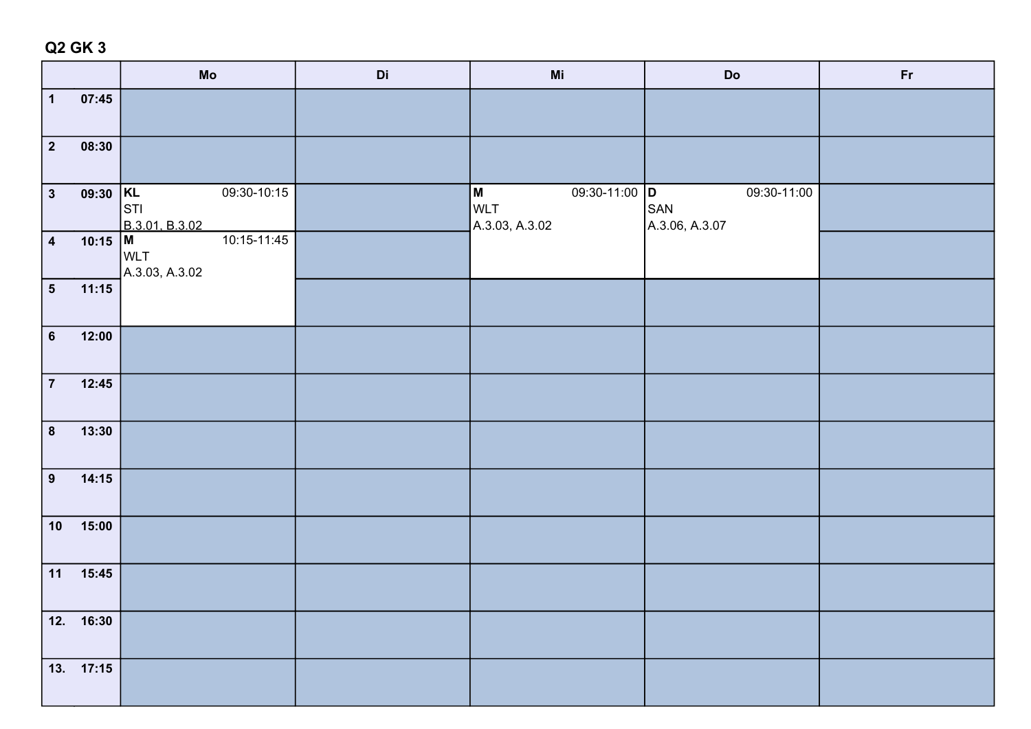## Q2 GK 3

| | Mo | Di | Mi | Do | Fr |
|---|---|---|---|---|---|
| 1 07:45 | | | | | |
| 2 08:30 | | | | | |
| 3 09:30 | **KL** 09:30-10:15 STI B.3.01, B.3.02 | | **M** 09:30-11:00 WLT A.3.03, A.3.02 | **D** 09:30-11:00 SAN A.3.06, A.3.07 | |
| 4 10:15 | **M** 10:15-11:45 WLT A.3.03, A.3.02 | | | | |
| 5 11:15 | | | | | |
| 6 12:00 | | | | | |
| 7 12:45 | | | | | |
| 8 13:30 | | | | | |
| 9 14:15 | | | | | |
| 10 15:00 | | | | | |
| 11 15:45 | | | | | |
| 12. 16:30 | | | | | |
| 13. 17:15 | | | | | |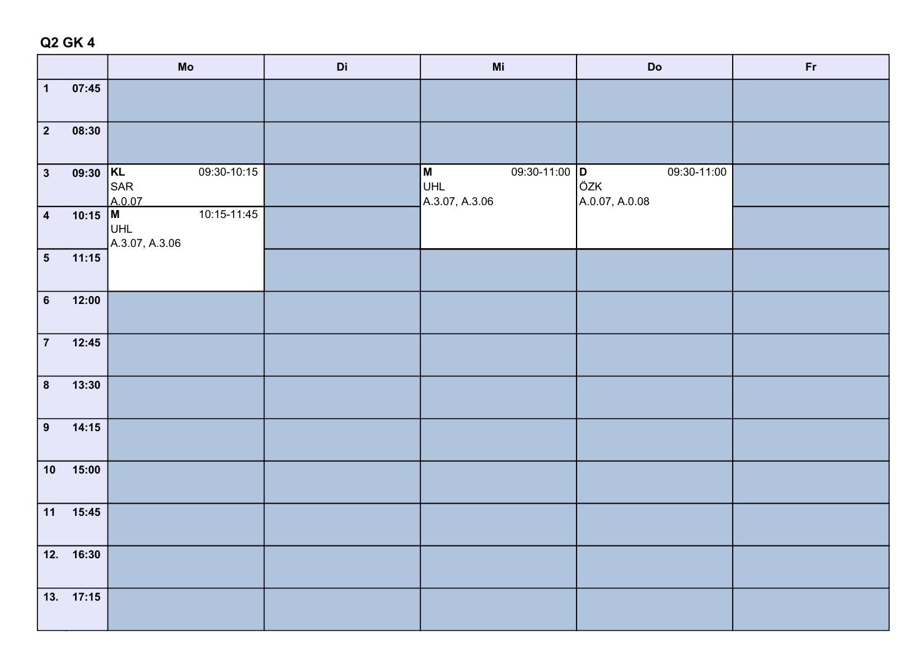## Q2 GK 4

| | Mo | Di | Mi | Do | Fr |
|---|---|---|---|---|---|
| 1 07:45 | | | | | |
| 2 08:30 | | | | | |
| 3 09:30 | **KL** 09:30-10:15 SAR A.0.07 | | **M** 09:30-11:00 UHL A.3.07, A.3.06 | **D** 09:30-11:00 ÖZK A.0.07, A.0.08 | |
| 4 10:15 | **M** 10:15-11:45 UHL A.3.07, A.3.06 | | | | |
| 5 11:15 | | | | | |
| 6 12:00 | | | | | |
| 7 12:45 | | | | | |
| 8 13:30 | | | | | |
| 9 14:15 | | | | | |
| 10 15:00 | | | | | |
| 11 15:45 | | | | | |
| 12. 16:30 | | | | | |
| 13. 17:15 | | | | | |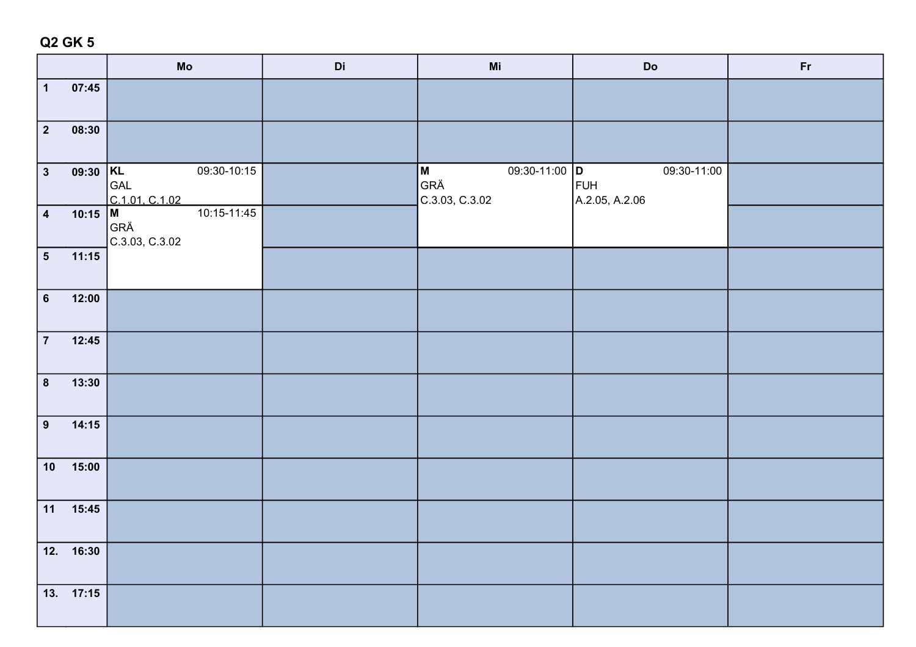**Q2 GK 5**

| | Mo | Di | Mi | Do | Fr |
|---|---|---|---|---|---|
| 1 07:45 | | | | | |
| 2 08:30 | | | | | |
| 3 09:30 | **KL** 09:30-10:15<br>GAL<br>C.1.01, C.1.02 | | **M** 09:30-11:00<br>GRÄ<br>C.3.03, C.3.02 | **D** 09:30-11:00<br>FUH<br>A.2.05, A.2.06 | |
| 4 10:15 | **M** 10:15-11:45<br>GRÄ<br>C.3.03, C.3.02 | | | | |
| 5 11:15 | | | | | |
| 6 12:00 | | | | | |
| 7 12:45 | | | | | |
| 8 13:30 | | | | | |
| 9 14:15 | | | | | |
| 10 15:00 | | | | | |
| 11 15:45 | | | | | |
| 12. 16:30 | | | | | |
| 13. 17:15 | | | | | |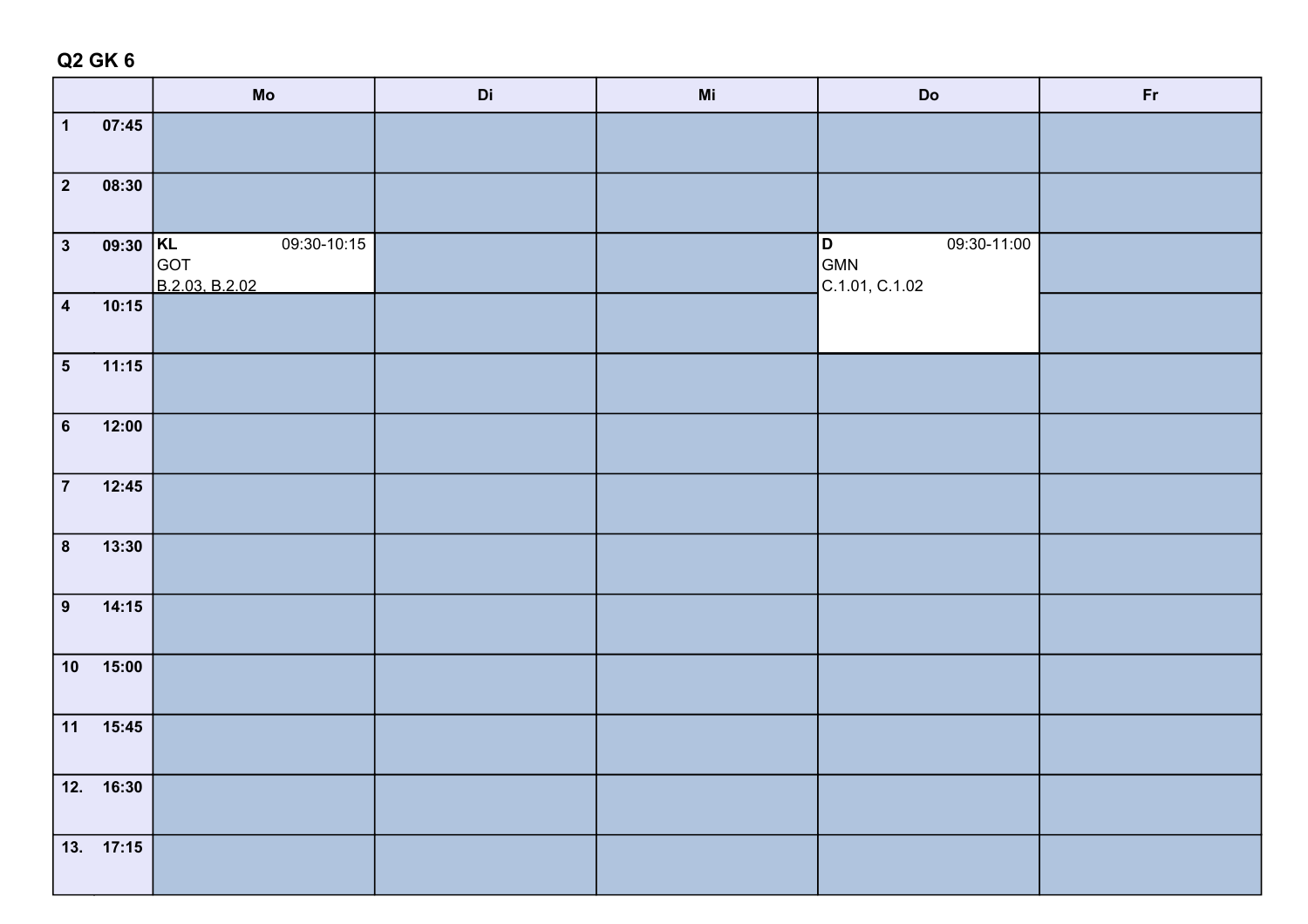## Q2 GK 6

| | Mo | Di | Mi | Do | Fr |
|---|---|---|---|---|---|
| 1 07:45 | | | | | |
| 2 08:30 | | | | | |
| 3 09:30 | **KL** 09:30-10:15 GOT B.2.03, B.2.02 | | | **D** 09:30-11:00 GMN C.1.01, C.1.02 | |
| 4 10:15 | | | | | |
| 5 11:15 | | | | | |
| 6 12:00 | | | | | |
| 7 12:45 | | | | | |
| 8 13:30 | | | | | |
| 9 14:15 | | | | | |
| 10 15:00 | | | | | |
| 11 15:45 | | | | | |
| 12. 16:30 | | | | | |
| 13. 17:15 | | | | | |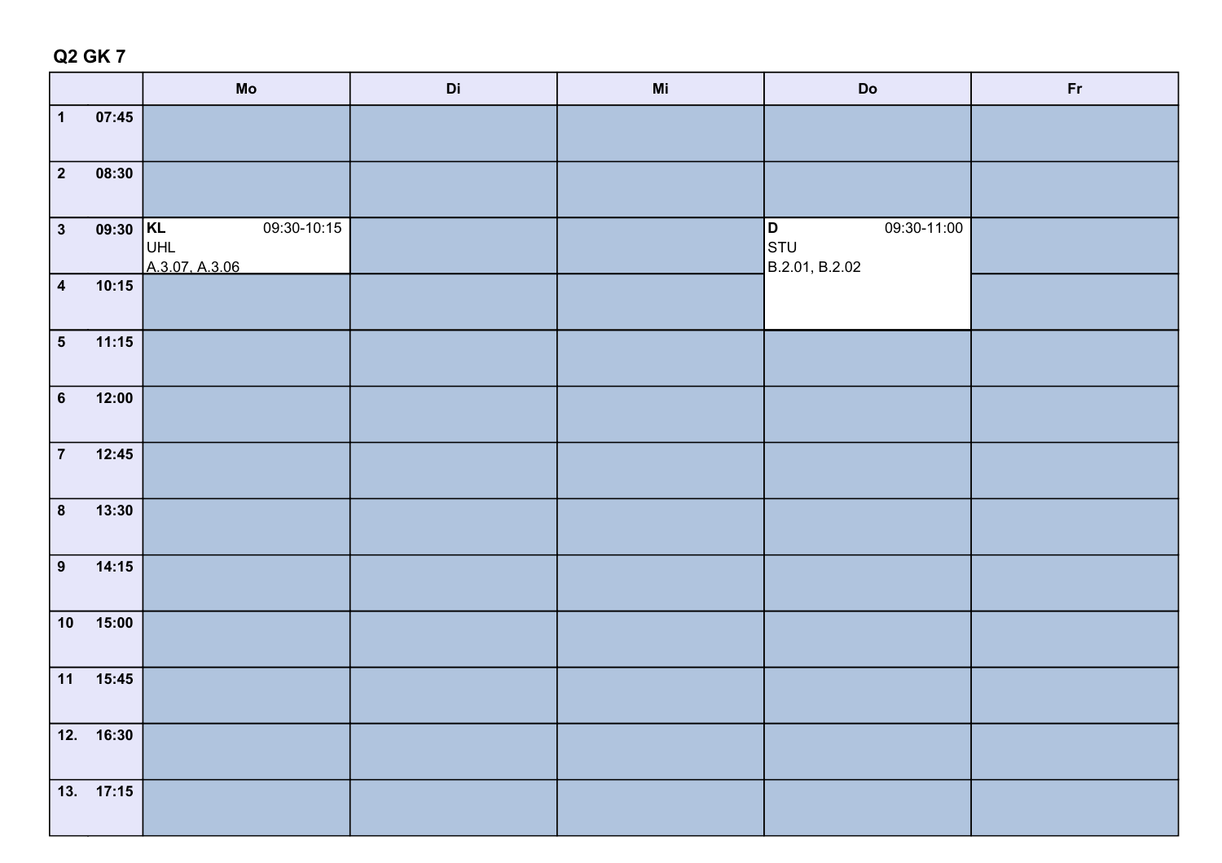## Q2 GK 7

| | Mo | Di | Mi | Do | Fr |
|---|---|---|---|---|---|
| 1 07:45 | | | | | |
| 2 08:30 | | | | | |
| 3 09:30 | **KL** 09:30-10:15 UHL A.3.07, A.3.06 | | | **D** 09:30-11:00 STU B.2.01, B.2.02 | |
| 4 10:15 | | | | | |
| 5 11:15 | | | | | |
| 6 12:00 | | | | | |
| 7 12:45 | | | | | |
| 8 13:30 | | | | | |
| 9 14:15 | | | | | |
| 10 15:00 | | | | | |
| 11 15:45 | | | | | |
| 12. 16:30 | | | | | |
| 13. 17:15 | | | | | |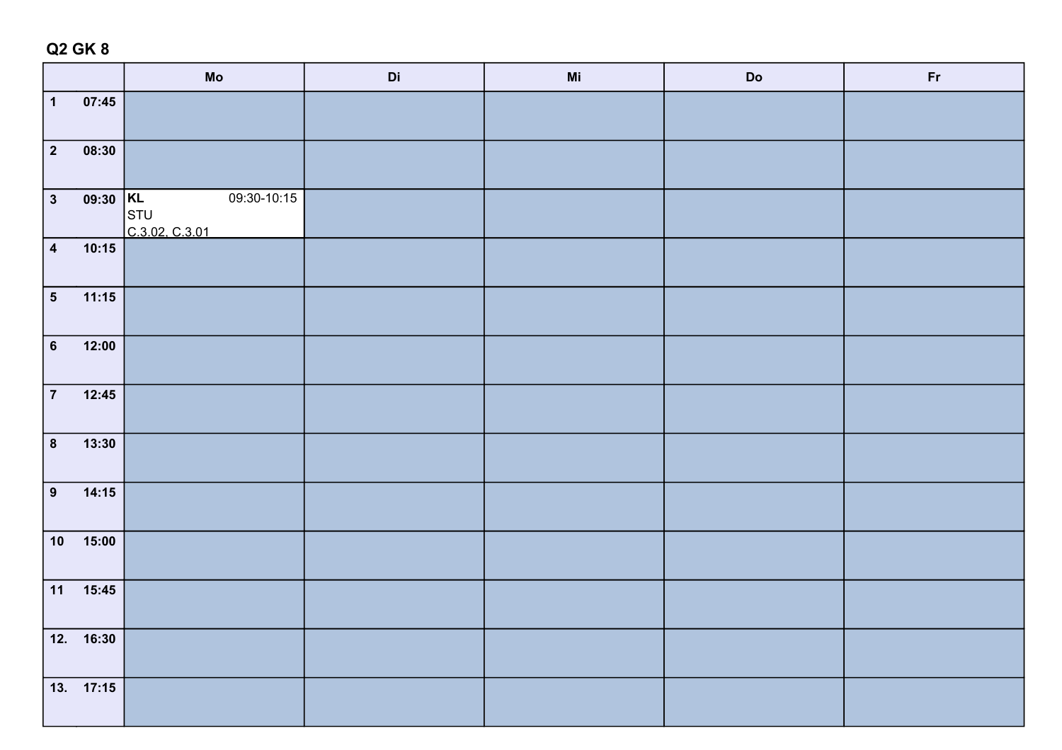## Q2 GK 8

| | Mo | Di | Mi | Do | Fr |
|---|---|---|---|---|---|
| 1 07:45 | | | | | |
| 2 08:30 | | | | | |
| 3 09:30 | **KL** 09:30-10:15<br>STU<br>C.3.02, C.3.01 | | | | |
| 4 10:15 | | | | | |
| 5 11:15 | | | | | |
| 6 12:00 | | | | | |
| 7 12:45 | | | | | |
| 8 13:30 | | | | | |
| 9 14:15 | | | | | |
| 10 15:00 | | | | | |
| 11 15:45 | | | | | |
| 12. 16:30 | | | | | |
| 13. 17:15 | | | | | |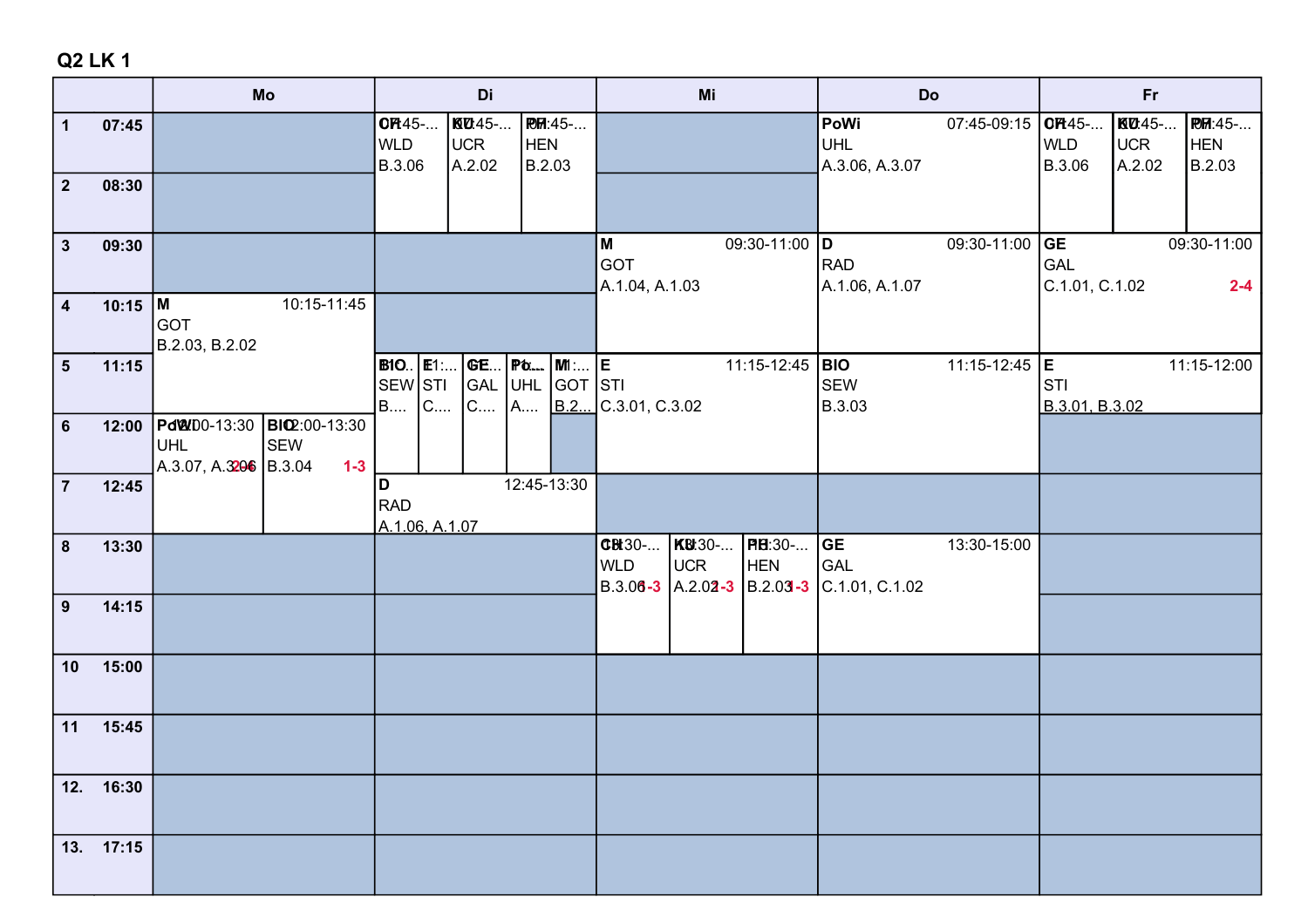## Q2 LK 1

| | Mo | Di | Mi | Do | Fr |
|---|---|---|---|---|---|
| 1 07:45 | | CH 07:45-... WLD B.3.06 / KU 07:45-... UCR A.2.02 / PH 07:45-... HEN B.2.03 | | PoWi 07:45-09:15 UHL A.3.06, A.3.07 | CH 07:45-... WLD B.3.06 / KU 07:45-... UCR A.2.02 / PH 07:45-... HEN B.2.03 |
| 2 08:30 | | | | | |
| 3 09:30 | | | M 09:30-11:00 GOT A.1.04, A.1.03 | D 09:30-11:00 RAD A.1.06, A.1.07 | GE 09:30-11:00 GAL C.1.01, C.1.02 2-4 |
| 4 10:15 | M 10:15-11:45 GOT B.2.03, B.2.02 | | | | |
| 5 11:15 | | BIO... SEW B.... / E 11:... STI C.... / GE... GAL C.... / Po... UHL A.... / M 11:... GOT B.2... | E 11:15-12:45 STI C.3.01, C.3.02 | BIO 11:15-12:45 SEW B.3.03 | E 11:15-12:00 STI B.3.01, B.3.02 |
| 6 12:00 | PoWi 12:00-13:30 UHL A.3.07, A.3.06 2-4 / BIO 12:00-13:30 SEW B.3.04 1-3 | | | | |
| 7 12:45 | | D 12:45-13:30 RAD A.1.06, A.1.07 | | | |
| 8 13:30 | | | CH 13:30-... WLD B.3.06 1-3 / KU 13:30-... UCR A.2.02 1-3 / PH 13:30-... HEN B.2.03 1-3 | GE 13:30-15:00 GAL C.1.01, C.1.02 | |
| 9 14:15 | | | | | |
| 10 15:00 | | | | | |
| 11 15:45 | | | | | |
| 12. 16:30 | | | | | |
| 13. 17:15 | | | | | |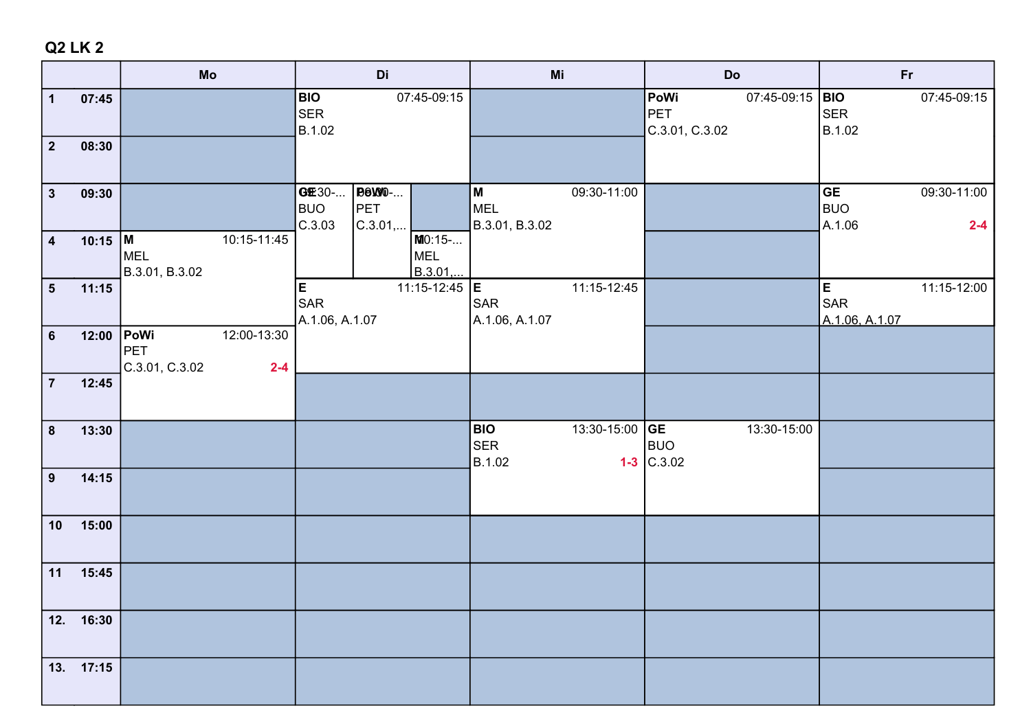## Q2 LK 2

| | Mo | Di | Mi | Do | Fr |
|---|---|---|---|---|---|
| 1 07:45 | | BIO 07:45-09:15 SER B.1.02 | | PoWi 07:45-09:15 PET C.3.01, C.3.02 | BIO 07:45-09:15 SER B.1.02 |
| 2 08:30 | | | | | |
| 3 09:30 | | GE 09:30-... BUO C.3.03 / PoWi 09:30-... PET C.3.01,... | M 09:30-11:00 MEL B.3.01, B.3.02 | | GE 09:30-11:00 BUO A.1.06 2-4 |
| 4 10:15 | M 10:15-11:45 MEL B.3.01, B.3.02 | M 10:15-... MEL B.3.01,... | | | |
| 5 11:15 | | E 11:15-12:45 SAR A.1.06, A.1.07 | E 11:15-12:45 SAR A.1.06, A.1.07 | | E 11:15-12:00 SAR A.1.06, A.1.07 |
| 6 12:00 | PoWi 12:00-13:30 PET C.3.01, C.3.02 2-4 | | | | |
| 7 12:45 | | | | | |
| 8 13:30 | | | BIO 13:30-15:00 SER B.1.02 1-3 | GE 13:30-15:00 BUO C.3.02 | |
| 9 14:15 | | | | | |
| 10 15:00 | | | | | |
| 11 15:45 | | | | | |
| 12. 16:30 | | | | | |
| 13. 17:15 | | | | | |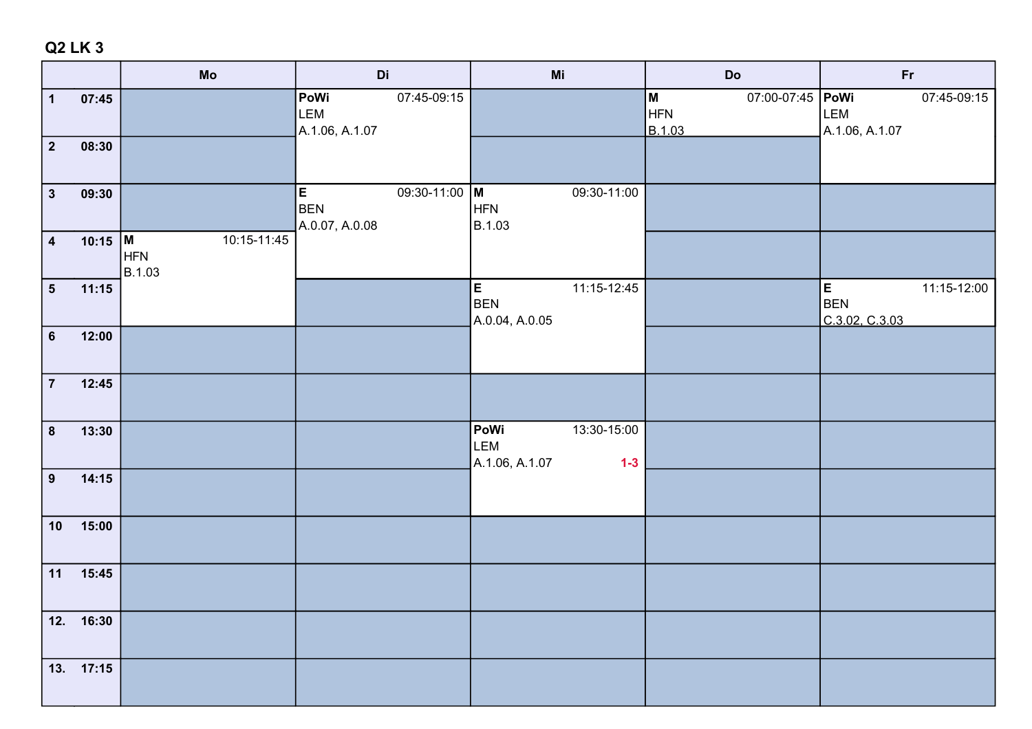## Q2 LK 3

| | Mo | Di | Mi | Do | Fr |
|---|---|---|---|---|---|
| 1 07:45 | | **PoWi** 07:45-09:15 LEM A.1.06, A.1.07 | | **M** 07:00-07:45 HFN B.1.03 | **PoWi** 07:45-09:15 LEM A.1.06, A.1.07 |
| 2 08:30 | | | | | |
| 3 09:30 | | **E** 09:30-11:00 BEN A.0.07, A.0.08 | **M** 09:30-11:00 HFN B.1.03 | | |
| 4 10:15 | **M** 10:15-11:45 HFN B.1.03 | | | | |
| 5 11:15 | | | **E** 11:15-12:45 BEN A.0.04, A.0.05 | | **E** 11:15-12:00 BEN C.3.02, C.3.03 |
| 6 12:00 | | | | | |
| 7 12:45 | | | | | |
| 8 13:30 | | | **PoWi** 13:30-15:00 LEM A.1.06, A.1.07 1-3 | | |
| 9 14:15 | | | | | |
| 10 15:00 | | | | | |
| 11 15:45 | | | | | |
| 12. 16:30 | | | | | |
| 13. 17:15 | | | | | |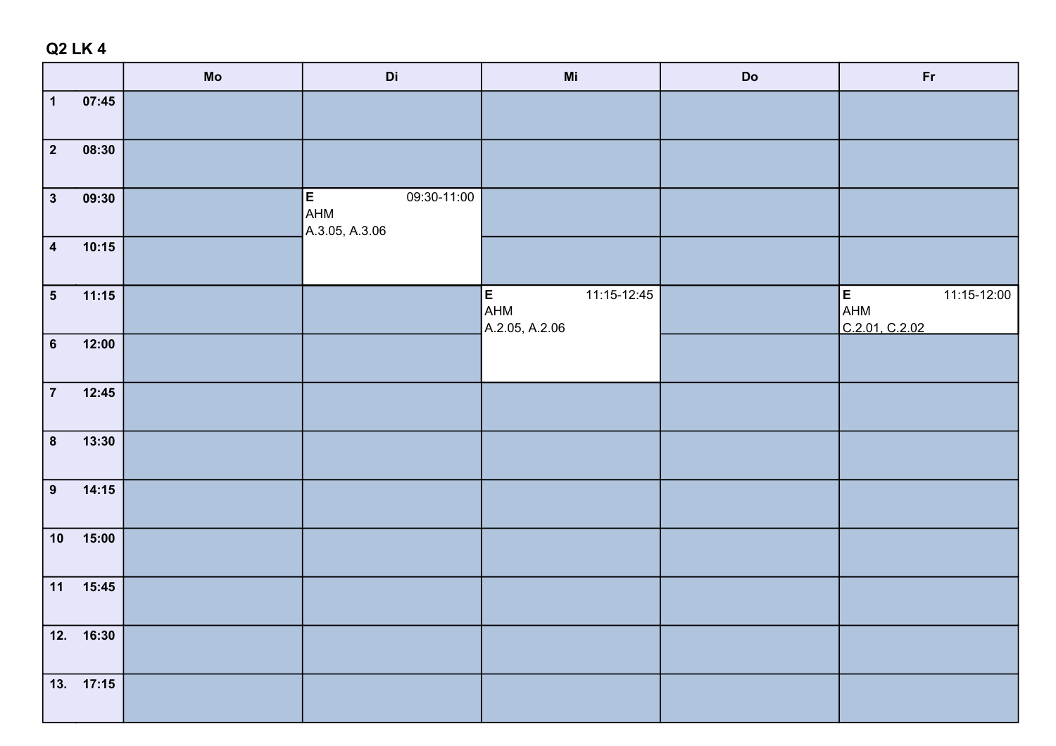## Q2 LK 4

| | Mo | Di | Mi | Do | Fr |
|---|---|---|---|---|---|
| 1 07:45 | | | | | |
| 2 08:30 | | | | | |
| 3 09:30 | | **E** 09:30-11:00 AHM A.3.05, A.3.06 | | | |
| 4 10:15 | | | | | |
| 5 11:15 | | | **E** 11:15-12:45 AHM A.2.05, A.2.06 | | **E** 11:15-12:00 AHM C.2.01, C.2.02 |
| 6 12:00 | | | | | |
| 7 12:45 | | | | | |
| 8 13:30 | | | | | |
| 9 14:15 | | | | | |
| 10 15:00 | | | | | |
| 11 15:45 | | | | | |
| 12. 16:30 | | | | | |
| 13. 17:15 | | | | | |